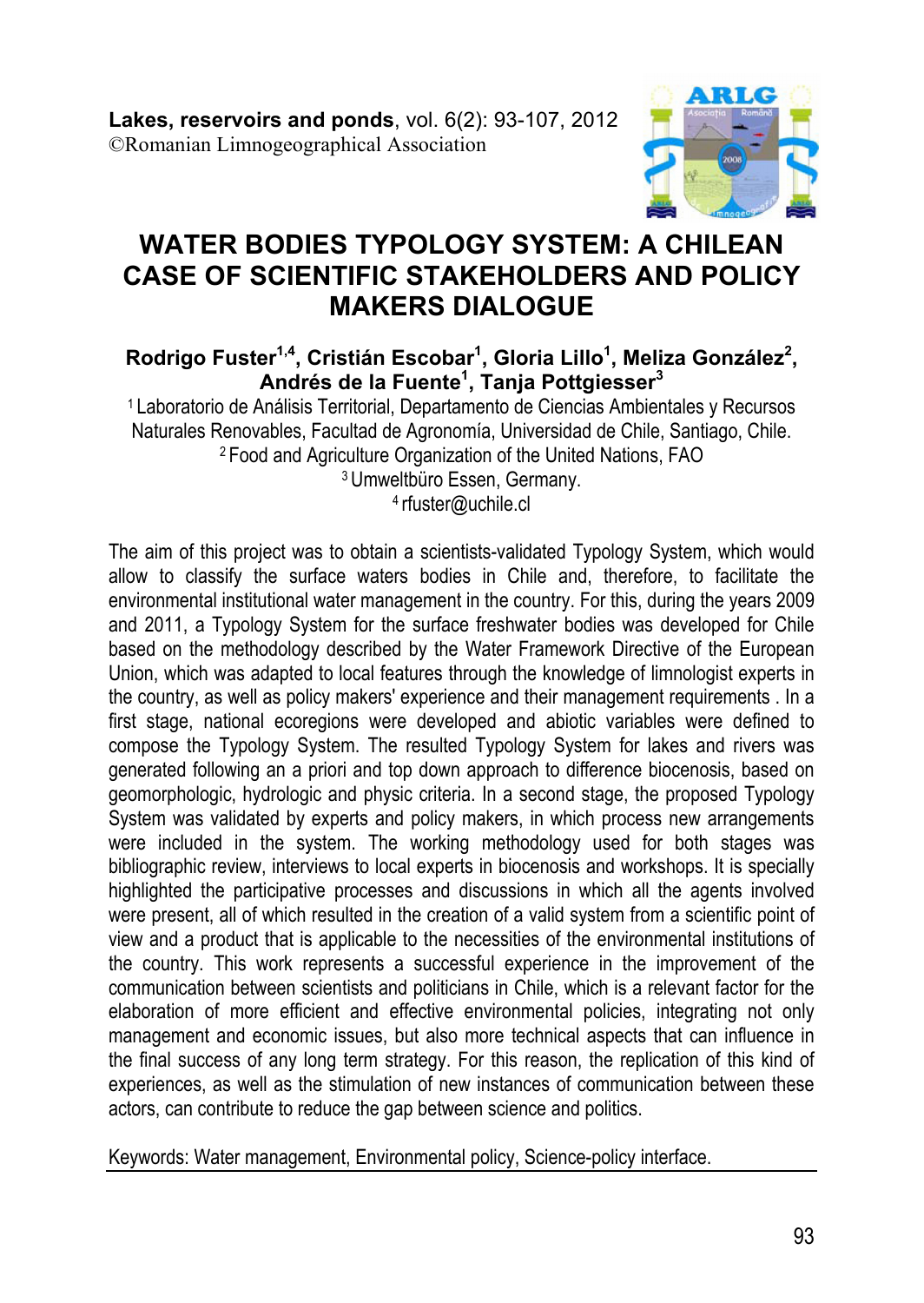**Lakes, reservoirs and ponds**, vol. 6(2): 93-107, 2012
©Romanian Limnogeographical Association

# WATER BODIES TYPOLOGY SYSTEM: A CHILEAN CASE OF SCIENTIFIC STAKEHOLDERS AND POLICY MAKERS DIALOGUE

**Rodrigo Fuster[1,4], Cristián Escobar[1], Gloria Lillo[1], Meliza González[2], Andrés de la Fuente[1], Tanja Pottgiesser[3]**

[1] Laboratorio de Análisis Territorial, Departamento de Ciencias Ambientales y Recursos Naturales Renovables, Facultad de Agronomía, Universidad de Chile, Santiago, Chile.
[2] Food and Agriculture Organization of the United Nations, FAO
[3] Umweltbüro Essen, Germany.
[4] rfuster@uchile.cl

The aim of this project was to obtain a scientists-validated Typology System, which would allow to classify the surface waters bodies in Chile and, therefore, to facilitate the environmental institutional water management in the country. For this, during the years 2009 and 2011, a Typology System for the surface freshwater bodies was developed for Chile based on the methodology described by the Water Framework Directive of the European Union, which was adapted to local features through the knowledge of limnologist experts in the country, as well as policy makers' experience and their management requirements . In a first stage, national ecoregions were developed and abiotic variables were defined to compose the Typology System. The resulted Typology System for lakes and rivers was generated following an a priori and top down approach to difference biocenosis, based on geomorphologic, hydrologic and physic criteria. In a second stage, the proposed Typology System was validated by experts and policy makers, in which process new arrangements were included in the system. The working methodology used for both stages was bibliographic review, interviews to local experts in biocenosis and workshops. It is specially highlighted the participative processes and discussions in which all the agents involved were present, all of which resulted in the creation of a valid system from a scientific point of view and a product that is applicable to the necessities of the environmental institutions of the country. This work represents a successful experience in the improvement of the communication between scientists and politicians in Chile, which is a relevant factor for the elaboration of more efficient and effective environmental policies, integrating not only management and economic issues, but also more technical aspects that can influence in the final success of any long term strategy. For this reason, the replication of this kind of experiences, as well as the stimulation of new instances of communication between these actors, can contribute to reduce the gap between science and politics.

Keywords: Water management, Environmental policy, Science-policy interface.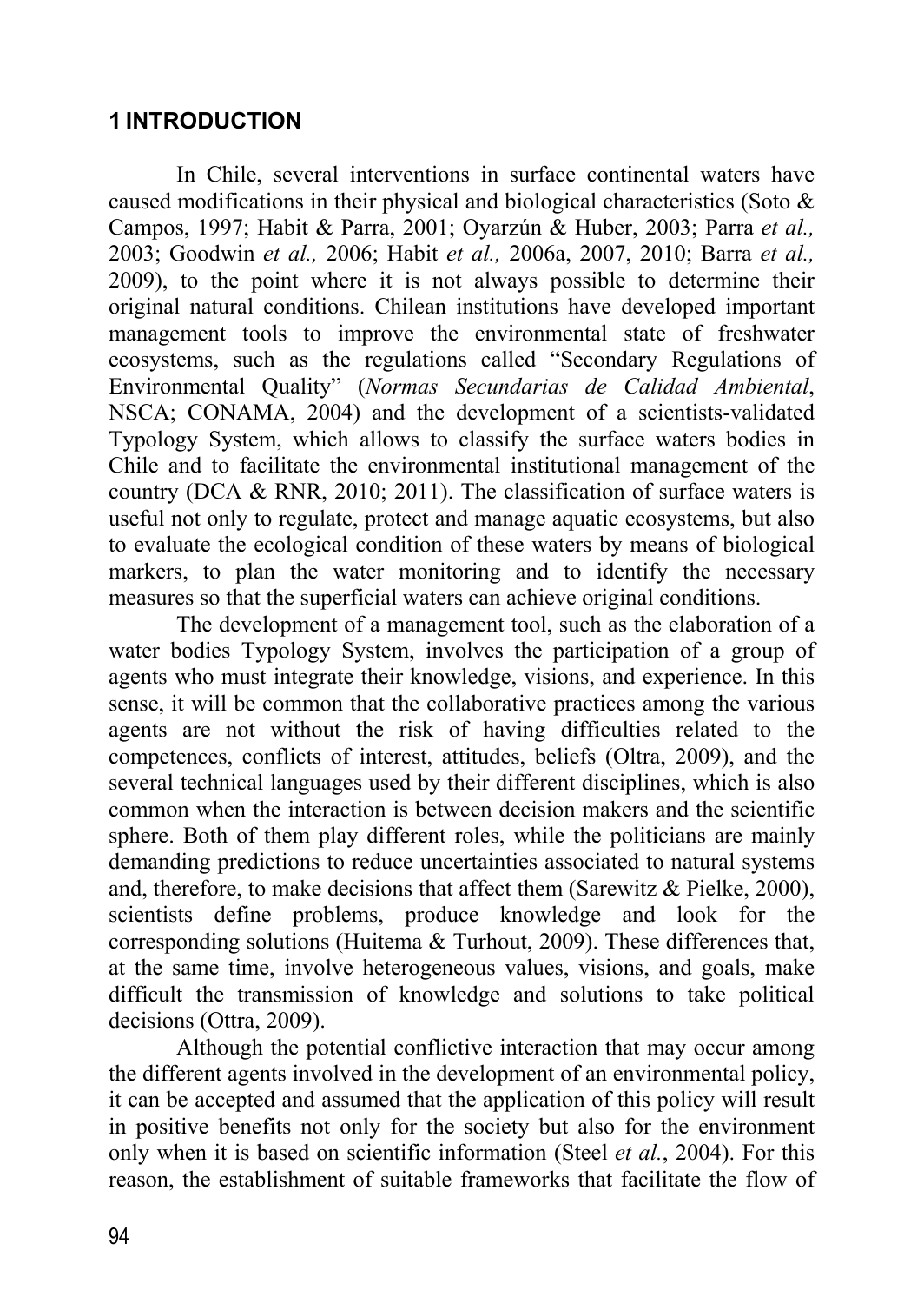## 1 INTRODUCTION

In Chile, several interventions in surface continental waters have caused modifications in their physical and biological characteristics (Soto & Campos, 1997; Habit & Parra, 2001; Oyarzún & Huber, 2003; Parra *et al.,* 2003; Goodwin *et al.,* 2006; Habit *et al.,* 2006a, 2007, 2010; Barra *et al.,* 2009), to the point where it is not always possible to determine their original natural conditions. Chilean institutions have developed important management tools to improve the environmental state of freshwater ecosystems, such as the regulations called "Secondary Regulations of Environmental Quality" (*Normas Secundarias de Calidad Ambiental*, NSCA; CONAMA, 2004) and the development of a scientists-validated Typology System, which allows to classify the surface waters bodies in Chile and to facilitate the environmental institutional management of the country (DCA & RNR, 2010; 2011). The classification of surface waters is useful not only to regulate, protect and manage aquatic ecosystems, but also to evaluate the ecological condition of these waters by means of biological markers, to plan the water monitoring and to identify the necessary measures so that the superficial waters can achieve original conditions.

The development of a management tool, such as the elaboration of a water bodies Typology System, involves the participation of a group of agents who must integrate their knowledge, visions, and experience. In this sense, it will be common that the collaborative practices among the various agents are not without the risk of having difficulties related to the competences, conflicts of interest, attitudes, beliefs (Oltra, 2009), and the several technical languages used by their different disciplines, which is also common when the interaction is between decision makers and the scientific sphere. Both of them play different roles, while the politicians are mainly demanding predictions to reduce uncertainties associated to natural systems and, therefore, to make decisions that affect them (Sarewitz & Pielke, 2000), scientists define problems, produce knowledge and look for the corresponding solutions (Huitema & Turhout, 2009). These differences that, at the same time, involve heterogeneous values, visions, and goals, make difficult the transmission of knowledge and solutions to take political decisions (Ottra, 2009).

Although the potential conflictive interaction that may occur among the different agents involved in the development of an environmental policy, it can be accepted and assumed that the application of this policy will result in positive benefits not only for the society but also for the environment only when it is based on scientific information (Steel *et al.*, 2004). For this reason, the establishment of suitable frameworks that facilitate the flow of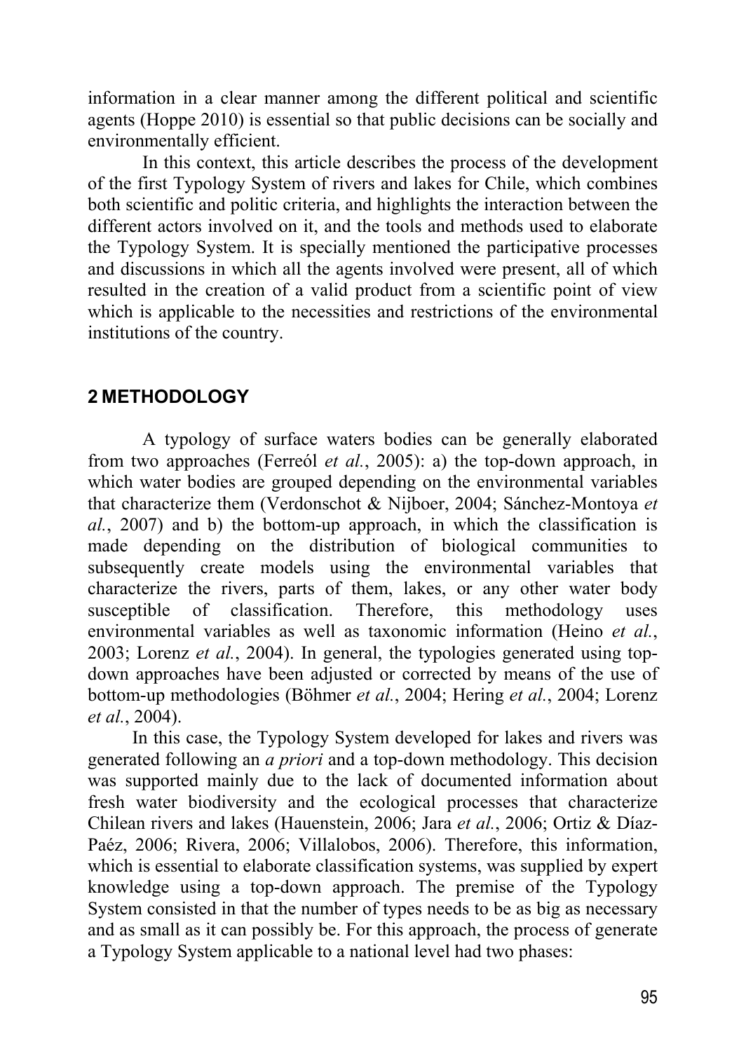information in a clear manner among the different political and scientific agents (Hoppe 2010) is essential so that public decisions can be socially and environmentally efficient.

In this context, this article describes the process of the development of the first Typology System of rivers and lakes for Chile, which combines both scientific and politic criteria, and highlights the interaction between the different actors involved on it, and the tools and methods used to elaborate the Typology System. It is specially mentioned the participative processes and discussions in which all the agents involved were present, all of which resulted in the creation of a valid product from a scientific point of view which is applicable to the necessities and restrictions of the environmental institutions of the country.

## 2 METHODOLOGY

A typology of surface waters bodies can be generally elaborated from two approaches (Ferreól *et al.*, 2005): a) the top-down approach, in which water bodies are grouped depending on the environmental variables that characterize them (Verdonschot & Nijboer, 2004; Sánchez-Montoya *et al.*, 2007) and b) the bottom-up approach, in which the classification is made depending on the distribution of biological communities to subsequently create models using the environmental variables that characterize the rivers, parts of them, lakes, or any other water body susceptible of classification. Therefore, this methodology uses environmental variables as well as taxonomic information (Heino *et al.*, 2003; Lorenz *et al.*, 2004). In general, the typologies generated using top-down approaches have been adjusted or corrected by means of the use of bottom-up methodologies (Böhmer *et al.*, 2004; Hering *et al.*, 2004; Lorenz *et al.*, 2004).

In this case, the Typology System developed for lakes and rivers was generated following an *a priori* and a top-down methodology. This decision was supported mainly due to the lack of documented information about fresh water biodiversity and the ecological processes that characterize Chilean rivers and lakes (Hauenstein, 2006; Jara *et al.*, 2006; Ortiz & Díaz-Paéz, 2006; Rivera, 2006; Villalobos, 2006). Therefore, this information, which is essential to elaborate classification systems, was supplied by expert knowledge using a top-down approach. The premise of the Typology System consisted in that the number of types needs to be as big as necessary and as small as it can possibly be. For this approach, the process of generate a Typology System applicable to a national level had two phases: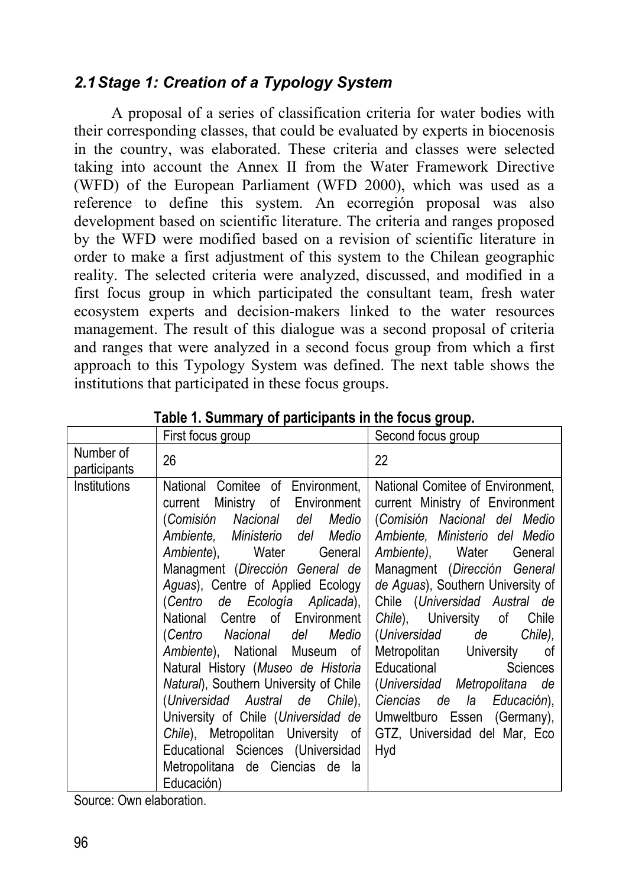### *2.1 Stage 1: Creation of a Typology System*

A proposal of a series of classification criteria for water bodies with their corresponding classes, that could be evaluated by experts in biocenosis in the country, was elaborated. These criteria and classes were selected taking into account the Annex II from the Water Framework Directive (WFD) of the European Parliament (WFD 2000), which was used as a reference to define this system. An ecorregión proposal was also development based on scientific literature. The criteria and ranges proposed by the WFD were modified based on a revision of scientific literature in order to make a first adjustment of this system to the Chilean geographic reality. The selected criteria were analyzed, discussed, and modified in a first focus group in which participated the consultant team, fresh water ecosystem experts and decision-makers linked to the water resources management. The result of this dialogue was a second proposal of criteria and ranges that were analyzed in a second focus group from which a first approach to this Typology System was defined. The next table shows the institutions that participated in these focus groups.

**Table 1. Summary of participants in the focus group.**

| | First focus group | Second focus group |
|---|---|---|
| Number of participants | 26 | 22 |
| Institutions | National Comitee of Environment, current Ministry of Environment (*Comisión Nacional del Medio Ambiente, Ministerio del Medio Ambiente*), Water General Managment (*Dirección General de Aguas*), Centre of Applied Ecology (*Centro de Ecología Aplicada*), National Centre of Environment (*Centro Nacional del Medio Ambiente*), National Museum of Natural History (*Museo de Historia Natural*), Southern University of Chile (*Universidad Austral de Chile*), University of Chile (*Universidad de Chile*), Metropolitan University of Educational Sciences (Universidad Metropolitana de Ciencias de la Educación) | National Comitee of Environment, current Ministry of Environment (*Comisión Nacional del Medio Ambiente, Ministerio del Medio Ambiente)*, Water General Managment (*Dirección General de Aguas*), Southern University of Chile (*Universidad Austral de Chile*), University of Chile (*Universidad de Chile),* Metropolitan University of Educational Sciences (*Universidad Metropolitana de Ciencias de la Educación*), Umweltburo Essen (Germany), GTZ, Universidad del Mar, Eco Hyd |

Source: Own elaboration.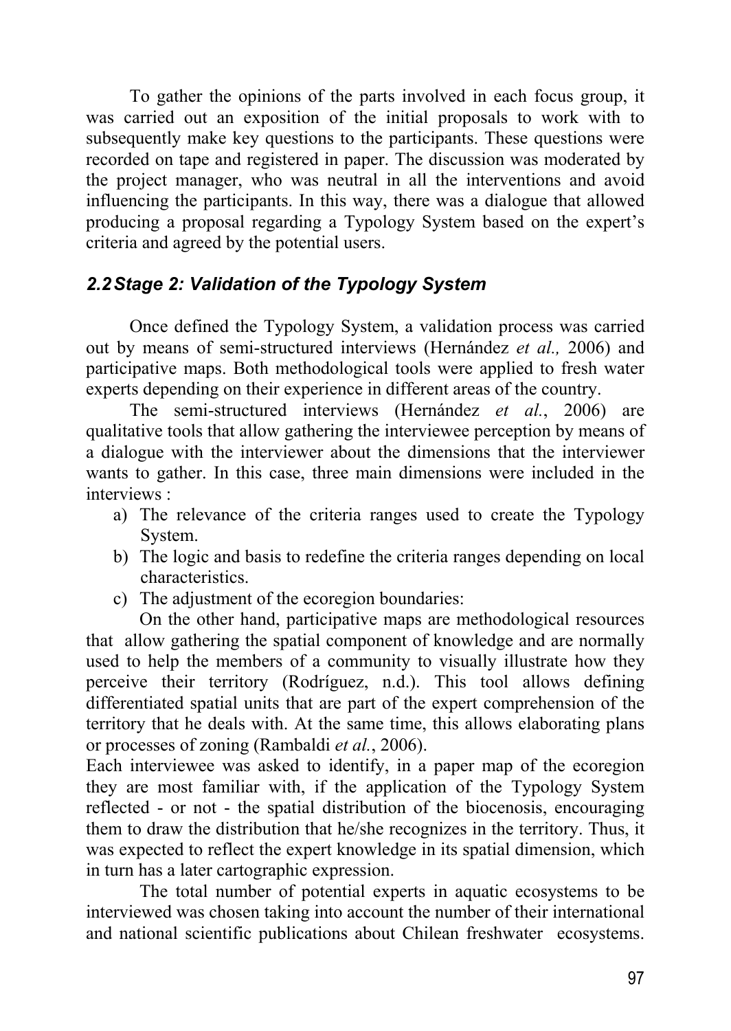To gather the opinions of the parts involved in each focus group, it was carried out an exposition of the initial proposals to work with to subsequently make key questions to the participants. These questions were recorded on tape and registered in paper. The discussion was moderated by the project manager, who was neutral in all the interventions and avoid influencing the participants. In this way, there was a dialogue that allowed producing a proposal regarding a Typology System based on the expert's criteria and agreed by the potential users.

### *2.2 Stage 2: Validation of the Typology System*

Once defined the Typology System, a validation process was carried out by means of semi-structured interviews (Hernández *et al.,* 2006) and participative maps. Both methodological tools were applied to fresh water experts depending on their experience in different areas of the country.

The semi-structured interviews (Hernández *et al.*, 2006) are qualitative tools that allow gathering the interviewee perception by means of a dialogue with the interviewer about the dimensions that the interviewer wants to gather. In this case, three main dimensions were included in the interviews :

a) The relevance of the criteria ranges used to create the Typology System.
b) The logic and basis to redefine the criteria ranges depending on local characteristics.
c) The adjustment of the ecoregion boundaries:

On the other hand, participative maps are methodological resources that allow gathering the spatial component of knowledge and are normally used to help the members of a community to visually illustrate how they perceive their territory (Rodríguez, n.d.). This tool allows defining differentiated spatial units that are part of the expert comprehension of the territory that he deals with. At the same time, this allows elaborating plans or processes of zoning (Rambaldi *et al.*, 2006).

Each interviewee was asked to identify, in a paper map of the ecoregion they are most familiar with, if the application of the Typology System reflected - or not - the spatial distribution of the biocenosis, encouraging them to draw the distribution that he/she recognizes in the territory. Thus, it was expected to reflect the expert knowledge in its spatial dimension, which in turn has a later cartographic expression.

The total number of potential experts in aquatic ecosystems to be interviewed was chosen taking into account the number of their international and national scientific publications about Chilean freshwater ecosystems.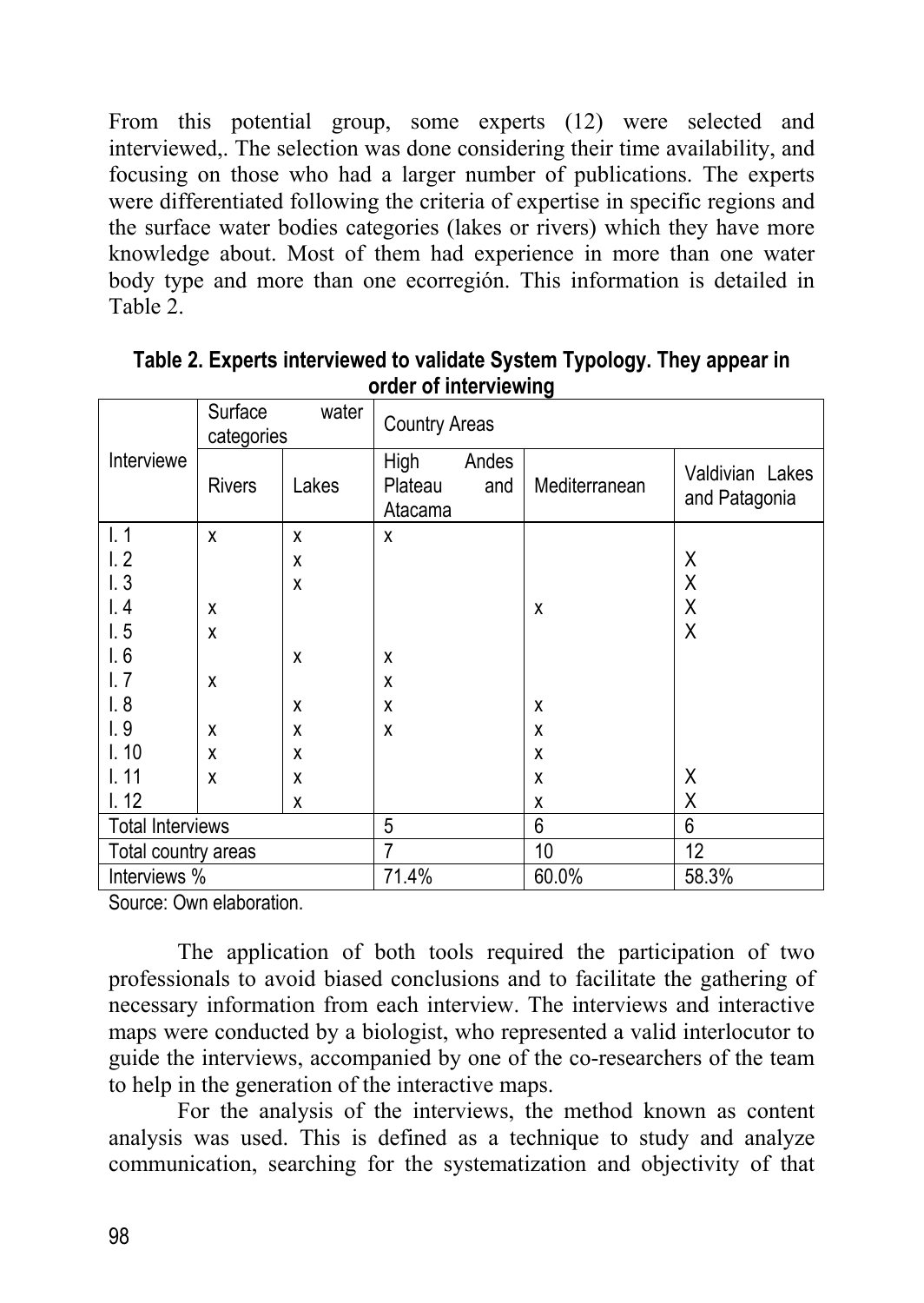From this potential group, some experts (12) were selected and interviewed,. The selection was done considering their time availability, and focusing on those who had a larger number of publications. The experts were differentiated following the criteria of expertise in specific regions and the surface water bodies categories (lakes or rivers) which they have more knowledge about. Most of them had experience in more than one water body type and more than one ecorregión. This information is detailed in Table 2.

**Table 2. Experts interviewed to validate System Typology. They appear in order of interviewing**

| Intervie­we | Surface water categories | | Country Areas | | |
|---|---|---|---|---|---|
| | Rivers | Lakes | High Andes Plateau and Atacama | Mediterranean | Valdivian Lakes and Patagonia |
| I. 1 | x | x | x | | |
| I. 2 | | x | | | X |
| I. 3 | | x | | | X |
| I. 4 | x | | | x | X |
| I. 5 | x | | | | X |
| I. 6 | | x | x | | |
| I. 7 | x | | x | | |
| I. 8 | | x | x | x | |
| I. 9 | x | x | x | x | |
| I. 10 | x | x | | x | |
| I. 11 | x | x | | x | X |
| I. 12 | | x | | x | X |
| Total Interviews | | | 5 | 6 | 6 |
| Total country areas | | | 7 | 10 | 12 |
| Interviews % | | | 71.4% | 60.0% | 58.3% |

Source: Own elaboration.

The application of both tools required the participation of two professionals to avoid biased conclusions and to facilitate the gathering of necessary information from each interview. The interviews and interactive maps were conducted by a biologist, who represented a valid interlocutor to guide the interviews, accompanied by one of the co-researchers of the team to help in the generation of the interactive maps.

For the analysis of the interviews, the method known as content analysis was used. This is defined as a technique to study and analyze communication, searching for the systematization and objectivity of that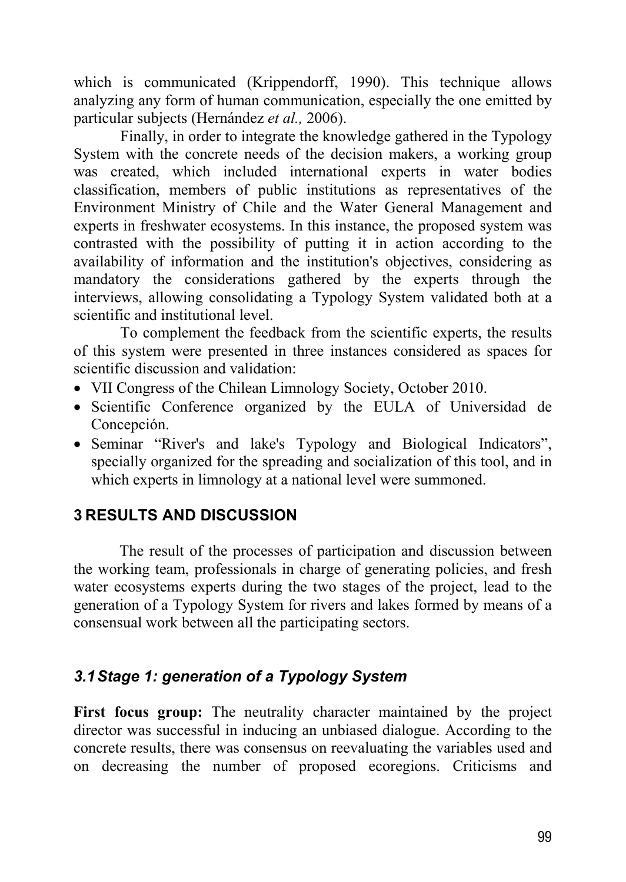which is communicated (Krippendorff, 1990). This technique allows analyzing any form of human communication, especially the one emitted by particular subjects (Hernández *et al.,* 2006).

Finally, in order to integrate the knowledge gathered in the Typology System with the concrete needs of the decision makers, a working group was created, which included international experts in water bodies classification, members of public institutions as representatives of the Environment Ministry of Chile and the Water General Management and experts in freshwater ecosystems. In this instance, the proposed system was contrasted with the possibility of putting it in action according to the availability of information and the institution's objectives, considering as mandatory the considerations gathered by the experts through the interviews, allowing consolidating a Typology System validated both at a scientific and institutional level.

To complement the feedback from the scientific experts, the results of this system were presented in three instances considered as spaces for scientific discussion and validation:

- VII Congress of the Chilean Limnology Society, October 2010.
- Scientific Conference organized by the EULA of Universidad de Concepción.
- Seminar "River's and lake's Typology and Biological Indicators", specially organized for the spreading and socialization of this tool, and in which experts in limnology at a national level were summoned.

## 3 RESULTS AND DISCUSSION

The result of the processes of participation and discussion between the working team, professionals in charge of generating policies, and fresh water ecosystems experts during the two stages of the project, lead to the generation of a Typology System for rivers and lakes formed by means of a consensual work between all the participating sectors.

### *3.1 Stage 1: generation of a Typology System*

**First focus group:** The neutrality character maintained by the project director was successful in inducing an unbiased dialogue. According to the concrete results, there was consensus on reevaluating the variables used and on decreasing the number of proposed ecoregions. Criticisms and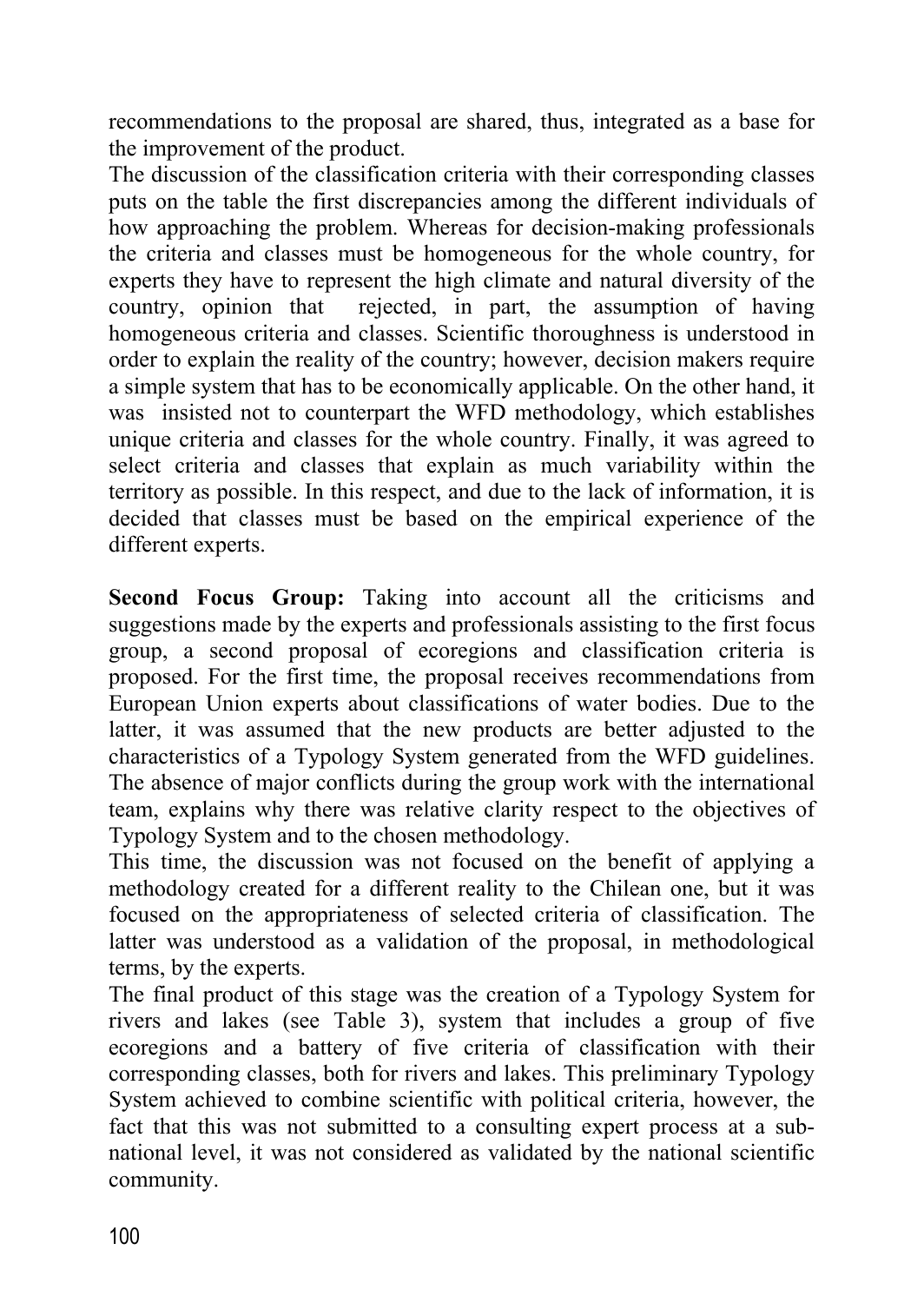recommendations to the proposal are shared, thus, integrated as a base for the improvement of the product.

The discussion of the classification criteria with their corresponding classes puts on the table the first discrepancies among the different individuals of how approaching the problem. Whereas for decision-making professionals the criteria and classes must be homogeneous for the whole country, for experts they have to represent the high climate and natural diversity of the country, opinion that rejected, in part, the assumption of having homogeneous criteria and classes. Scientific thoroughness is understood in order to explain the reality of the country; however, decision makers require a simple system that has to be economically applicable. On the other hand, it was insisted not to counterpart the WFD methodology, which establishes unique criteria and classes for the whole country. Finally, it was agreed to select criteria and classes that explain as much variability within the territory as possible. In this respect, and due to the lack of information, it is decided that classes must be based on the empirical experience of the different experts.

**Second Focus Group:** Taking into account all the criticisms and suggestions made by the experts and professionals assisting to the first focus group, a second proposal of ecoregions and classification criteria is proposed. For the first time, the proposal receives recommendations from European Union experts about classifications of water bodies. Due to the latter, it was assumed that the new products are better adjusted to the characteristics of a Typology System generated from the WFD guidelines. The absence of major conflicts during the group work with the international team, explains why there was relative clarity respect to the objectives of Typology System and to the chosen methodology.

This time, the discussion was not focused on the benefit of applying a methodology created for a different reality to the Chilean one, but it was focused on the appropriateness of selected criteria of classification. The latter was understood as a validation of the proposal, in methodological terms, by the experts.

The final product of this stage was the creation of a Typology System for rivers and lakes (see Table 3), system that includes a group of five ecoregions and a battery of five criteria of classification with their corresponding classes, both for rivers and lakes. This preliminary Typology System achieved to combine scientific with political criteria, however, the fact that this was not submitted to a consulting expert process at a sub-national level, it was not considered as validated by the national scientific community.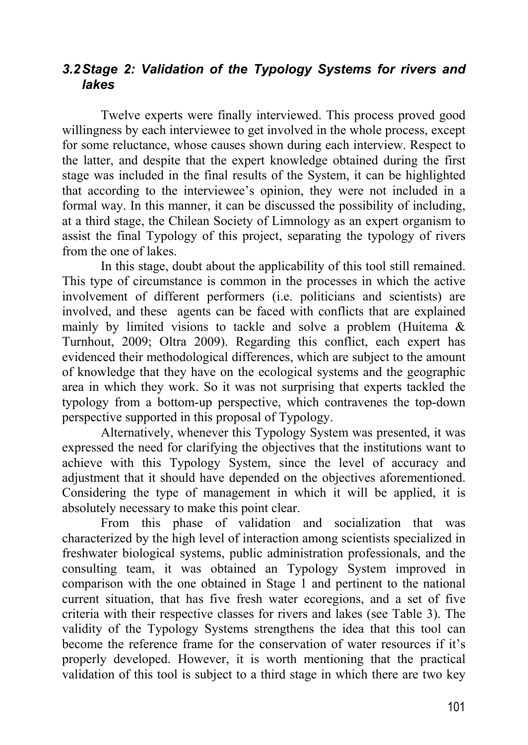### 3.2 *Stage 2: Validation of the Typology Systems for rivers and lakes*

Twelve experts were finally interviewed. This process proved good willingness by each interviewee to get involved in the whole process, except for some reluctance, whose causes shown during each interview. Respect to the latter, and despite that the expert knowledge obtained during the first stage was included in the final results of the System, it can be highlighted that according to the interviewee's opinion, they were not included in a formal way. In this manner, it can be discussed the possibility of including, at a third stage, the Chilean Society of Limnology as an expert organism to assist the final Typology of this project, separating the typology of rivers from the one of lakes.

In this stage, doubt about the applicability of this tool still remained. This type of circumstance is common in the processes in which the active involvement of different performers (i.e. politicians and scientists) are involved, and these agents can be faced with conflicts that are explained mainly by limited visions to tackle and solve a problem (Huitema & Turnhout, 2009; Oltra 2009). Regarding this conflict, each expert has evidenced their methodological differences, which are subject to the amount of knowledge that they have on the ecological systems and the geographic area in which they work. So it was not surprising that experts tackled the typology from a bottom-up perspective, which contravenes the top-down perspective supported in this proposal of Typology.

Alternatively, whenever this Typology System was presented, it was expressed the need for clarifying the objectives that the institutions want to achieve with this Typology System, since the level of accuracy and adjustment that it should have depended on the objectives aforementioned. Considering the type of management in which it will be applied, it is absolutely necessary to make this point clear.

From this phase of validation and socialization that was characterized by the high level of interaction among scientists specialized in freshwater biological systems, public administration professionals, and the consulting team, it was obtained an Typology System improved in comparison with the one obtained in Stage 1 and pertinent to the national current situation, that has five fresh water ecoregions, and a set of five criteria with their respective classes for rivers and lakes (see Table 3). The validity of the Typology Systems strengthens the idea that this tool can become the reference frame for the conservation of water resources if it's properly developed. However, it is worth mentioning that the practical validation of this tool is subject to a third stage in which there are two key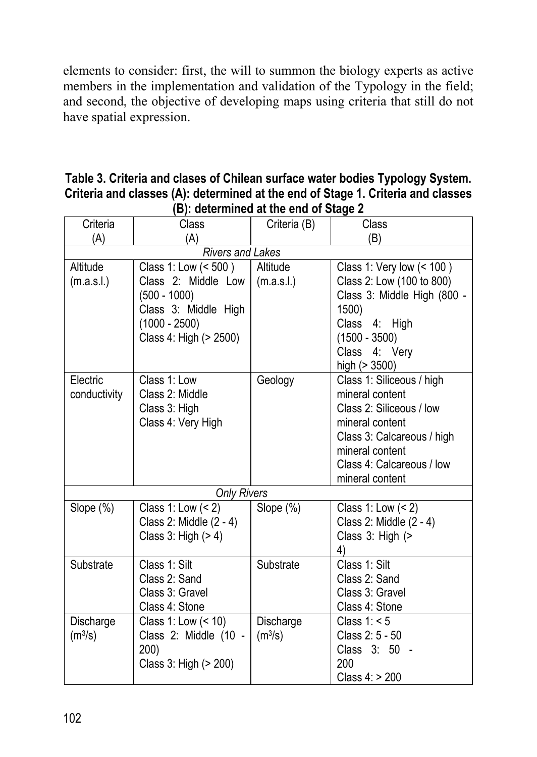elements to consider: first, the will to summon the biology experts as active members in the implementation and validation of the Typology in the field; and second, the objective of developing maps using criteria that still do not have spatial expression.

**Table 3. Criteria and clases of Chilean surface water bodies Typology System. Criteria and classes (A): determined at the end of Stage 1. Criteria and classes (B): determined at the end of Stage 2**

| Criteria (A) | Class (A) | Criteria (B) | Class (B) |
|---|---|---|---|
| *Rivers and Lakes* | | | |
| Altitude (m.a.s.l.) | Class 1: Low (< 500 )<br>Class 2: Middle Low (500 - 1000)<br>Class 3: Middle High (1000 - 2500)<br>Class 4: High (> 2500) | Altitude (m.a.s.l.) | Class 1: Very low (< 100 )<br>Class 2: Low (100 to 800)<br>Class 3: Middle High (800 - 1500)<br>Class 4: High (1500 - 3500)<br>Class 4: Very high (> 3500) |
| Electric conductivity | Class 1: Low<br>Class 2: Middle<br>Class 3: High<br>Class 4: Very High | Geology | Class 1: Siliceous / high mineral content<br>Class 2: Siliceous / low mineral content<br>Class 3: Calcareous / high mineral content<br>Class 4: Calcareous / low mineral content |
| *Only Rivers* | | | |
| Slope (%) | Class 1: Low (< 2)<br>Class 2: Middle (2 - 4)<br>Class 3: High (> 4) | Slope (%) | Class 1: Low (< 2)<br>Class 2: Middle (2 - 4)<br>Class 3: High (> 4) |
| Substrate | Class 1: Silt<br>Class 2: Sand<br>Class 3: Gravel<br>Class 4: Stone | Substrate | Class 1: Silt<br>Class 2: Sand<br>Class 3: Gravel<br>Class 4: Stone |
| Discharge ($m^3/s$) | Class 1: Low (< 10)<br>Class 2: Middle (10 - 200)<br>Class 3: High (> 200) | Discharge ($m^3/s$) | Class 1: < 5<br>Class 2: 5 - 50<br>Class 3: 50 - 200<br>Class 4: > 200 |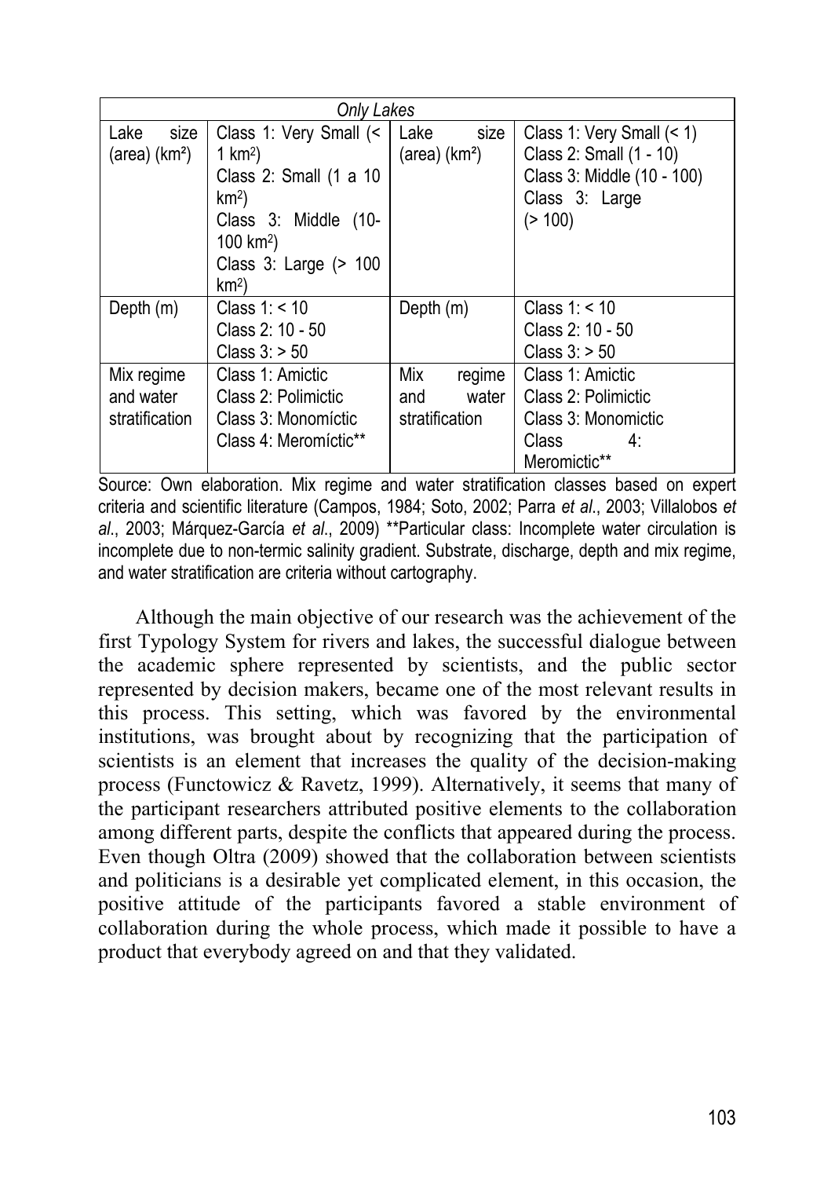| *Only Lakes* | | | |
|---|---|---|---|
| Lake size (area) (km²) | Class 1: Very Small (< 1 km²) Class 2: Small (1 a 10 km²) Class 3: Middle (10-100 km²) Class 3: Large (> 100 km²) | Lake size (area) (km²) | Class 1: Very Small (< 1) Class 2: Small (1 - 10) Class 3: Middle (10 - 100) Class 3: Large (> 100) |
| Depth (m) | Class 1: < 10 Class 2: 10 - 50 Class 3: > 50 | Depth (m) | Class 1: < 10 Class 2: 10 - 50 Class 3: > 50 |
| Mix regime and water stratification | Class 1: Amictic Class 2: Polimictic Class 3: Monomíctic Class 4: Meromíctic** | Mix regime and water stratification | Class 1: Amictic Class 2: Polimictic Class 3: Monomictic Class 4: Meromictic** |

Source: Own elaboration. Mix regime and water stratification classes based on expert criteria and scientific literature (Campos, 1984; Soto, 2002; Parra *et al*., 2003; Villalobos *et al*., 2003; Márquez-García *et al*., 2009) **Particular class: Incomplete water circulation is incomplete due to non-termic salinity gradient. Substrate, discharge, depth and mix regime, and water stratification are criteria without cartography.

Although the main objective of our research was the achievement of the first Typology System for rivers and lakes, the successful dialogue between the academic sphere represented by scientists, and the public sector represented by decision makers, became one of the most relevant results in this process. This setting, which was favored by the environmental institutions, was brought about by recognizing that the participation of scientists is an element that increases the quality of the decision-making process (Functowicz & Ravetz, 1999). Alternatively, it seems that many of the participant researchers attributed positive elements to the collaboration among different parts, despite the conflicts that appeared during the process. Even though Oltra (2009) showed that the collaboration between scientists and politicians is a desirable yet complicated element, in this occasion, the positive attitude of the participants favored a stable environment of collaboration during the whole process, which made it possible to have a product that everybody agreed on and that they validated.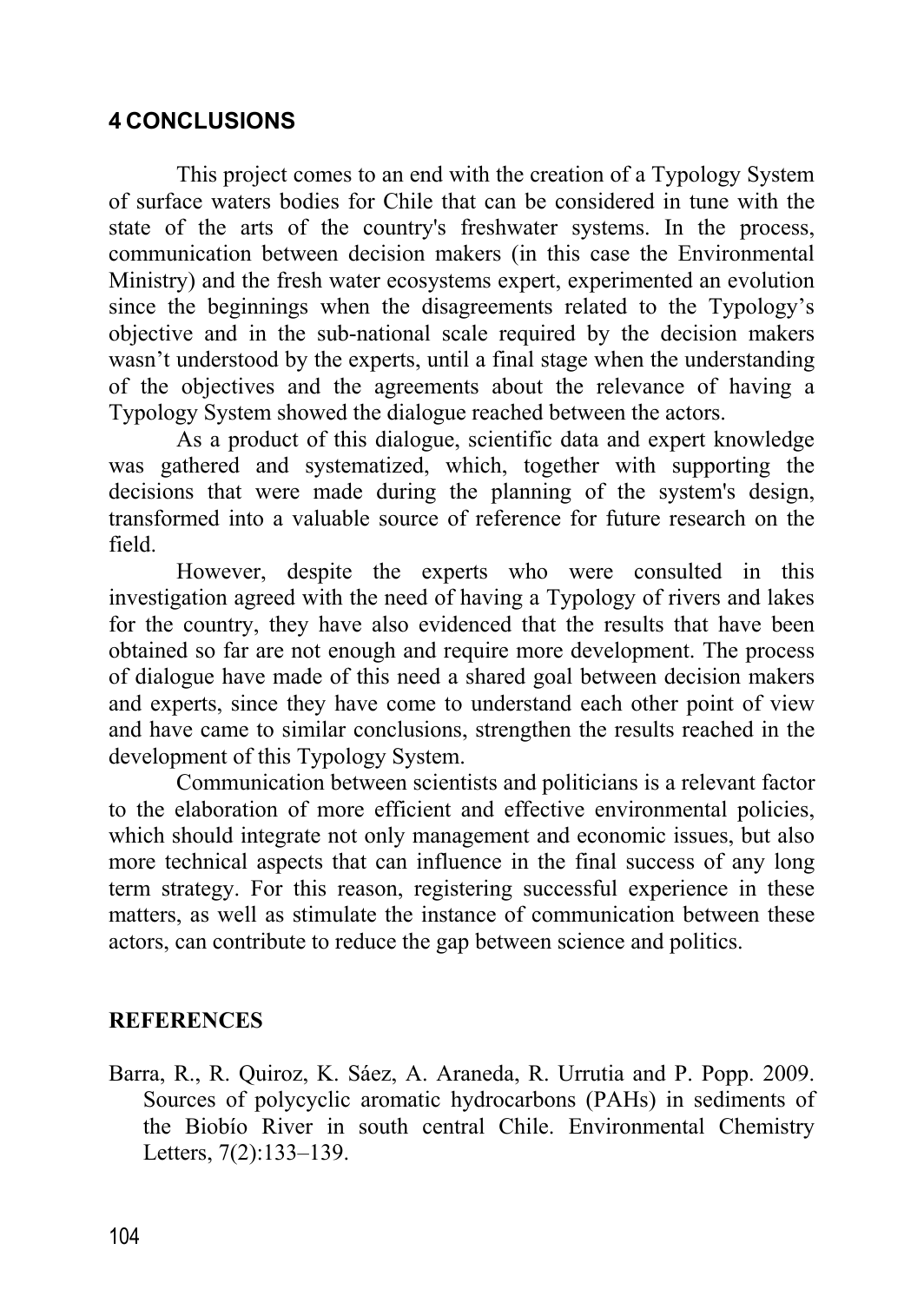## 4 CONCLUSIONS

This project comes to an end with the creation of a Typology System of surface waters bodies for Chile that can be considered in tune with the state of the arts of the country's freshwater systems. In the process, communication between decision makers (in this case the Environmental Ministry) and the fresh water ecosystems expert, experimented an evolution since the beginnings when the disagreements related to the Typology's objective and in the sub-national scale required by the decision makers wasn't understood by the experts, until a final stage when the understanding of the objectives and the agreements about the relevance of having a Typology System showed the dialogue reached between the actors.

As a product of this dialogue, scientific data and expert knowledge was gathered and systematized, which, together with supporting the decisions that were made during the planning of the system's design, transformed into a valuable source of reference for future research on the field.

However, despite the experts who were consulted in this investigation agreed with the need of having a Typology of rivers and lakes for the country, they have also evidenced that the results that have been obtained so far are not enough and require more development. The process of dialogue have made of this need a shared goal between decision makers and experts, since they have come to understand each other point of view and have came to similar conclusions, strengthen the results reached in the development of this Typology System.

Communication between scientists and politicians is a relevant factor to the elaboration of more efficient and effective environmental policies, which should integrate not only management and economic issues, but also more technical aspects that can influence in the final success of any long term strategy. For this reason, registering successful experience in these matters, as well as stimulate the instance of communication between these actors, can contribute to reduce the gap between science and politics.

## REFERENCES

Barra, R., R. Quiroz, K. Sáez, A. Araneda, R. Urrutia and P. Popp. 2009. Sources of polycyclic aromatic hydrocarbons (PAHs) in sediments of the Biobío River in south central Chile. Environmental Chemistry Letters, 7(2):133–139.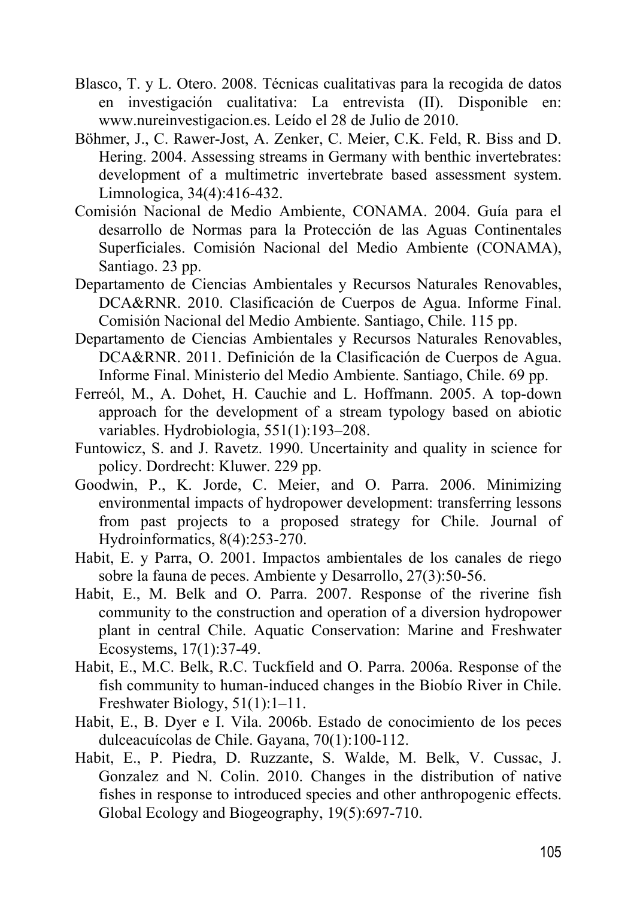Blasco, T. y L. Otero. 2008. Técnicas cualitativas para la recogida de datos en investigación cualitativa: La entrevista (II). Disponible en: www.nureinvestigacion.es. Leído el 28 de Julio de 2010.

Böhmer, J., C. Rawer-Jost, A. Zenker, C. Meier, C.K. Feld, R. Biss and D. Hering. 2004. Assessing streams in Germany with benthic invertebrates: development of a multimetric invertebrate based assessment system. Limnologica, 34(4):416-432.

Comisión Nacional de Medio Ambiente, CONAMA. 2004. Guía para el desarrollo de Normas para la Protección de las Aguas Continentales Superficiales. Comisión Nacional del Medio Ambiente (CONAMA), Santiago. 23 pp.

Departamento de Ciencias Ambientales y Recursos Naturales Renovables, DCA&RNR. 2010. Clasificación de Cuerpos de Agua. Informe Final. Comisión Nacional del Medio Ambiente. Santiago, Chile. 115 pp.

Departamento de Ciencias Ambientales y Recursos Naturales Renovables, DCA&RNR. 2011. Definición de la Clasificación de Cuerpos de Agua. Informe Final. Ministerio del Medio Ambiente. Santiago, Chile. 69 pp.

Ferreól, M., A. Dohet, H. Cauchie and L. Hoffmann. 2005. A top-down approach for the development of a stream typology based on abiotic variables. Hydrobiologia, 551(1):193–208.

Funtowicz, S. and J. Ravetz. 1990. Uncertainity and quality in science for policy. Dordrecht: Kluwer. 229 pp.

Goodwin, P., K. Jorde, C. Meier, and O. Parra. 2006. Minimizing environmental impacts of hydropower development: transferring lessons from past projects to a proposed strategy for Chile. Journal of Hydroinformatics, 8(4):253-270.

Habit, E. y Parra, O. 2001. Impactos ambientales de los canales de riego sobre la fauna de peces. Ambiente y Desarrollo, 27(3):50-56.

Habit, E., M. Belk and O. Parra. 2007. Response of the riverine fish community to the construction and operation of a diversion hydropower plant in central Chile. Aquatic Conservation: Marine and Freshwater Ecosystems, 17(1):37-49.

Habit, E., M.C. Belk, R.C. Tuckfield and O. Parra. 2006a. Response of the fish community to human-induced changes in the Biobío River in Chile. Freshwater Biology, 51(1):1–11.

Habit, E., B. Dyer e I. Vila. 2006b. Estado de conocimiento de los peces dulceacuícolas de Chile. Gayana, 70(1):100-112.

Habit, E., P. Piedra, D. Ruzzante, S. Walde, M. Belk, V. Cussac, J. Gonzalez and N. Colin. 2010. Changes in the distribution of native fishes in response to introduced species and other anthropogenic effects. Global Ecology and Biogeography, 19(5):697-710.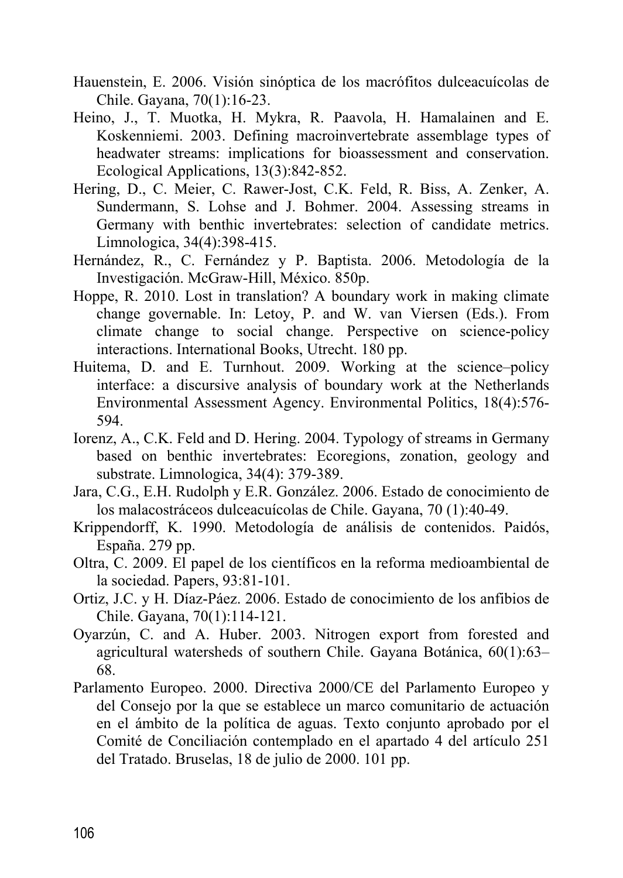Hauenstein, E. 2006. Visión sinóptica de los macrófitos dulceacuícolas de Chile. Gayana, 70(1):16-23.

Heino, J., T. Muotka, H. Mykra, R. Paavola, H. Hamalainen and E. Koskenniemi. 2003. Defining macroinvertebrate assemblage types of headwater streams: implications for bioassessment and conservation. Ecological Applications, 13(3):842-852.

Hering, D., C. Meier, C. Rawer-Jost, C.K. Feld, R. Biss, A. Zenker, A. Sundermann, S. Lohse and J. Bohmer. 2004. Assessing streams in Germany with benthic invertebrates: selection of candidate metrics. Limnologica, 34(4):398-415.

Hernández, R., C. Fernández y P. Baptista. 2006. Metodología de la Investigación. McGraw-Hill, México. 850p.

Hoppe, R. 2010. Lost in translation? A boundary work in making climate change governable. In: Letoy, P. and W. van Viersen (Eds.). From climate change to social change. Perspective on science-policy interactions. International Books, Utrecht. 180 pp.

Huitema, D. and E. Turnhout. 2009. Working at the science–policy interface: a discursive analysis of boundary work at the Netherlands Environmental Assessment Agency. Environmental Politics, 18(4):576-594.

Iorenz, A., C.K. Feld and D. Hering. 2004. Typology of streams in Germany based on benthic invertebrates: Ecoregions, zonation, geology and substrate. Limnologica, 34(4): 379-389.

Jara, C.G., E.H. Rudolph y E.R. González. 2006. Estado de conocimiento de los malacostráceos dulceacuícolas de Chile. Gayana, 70 (1):40-49.

Krippendorff, K. 1990. Metodología de análisis de contenidos. Paidós, España. 279 pp.

Oltra, C. 2009. El papel de los científicos en la reforma medioambiental de la sociedad. Papers, 93:81-101.

Ortiz, J.C. y H. Díaz-Páez. 2006. Estado de conocimiento de los anfibios de Chile. Gayana, 70(1):114-121.

Oyarzún, C. and A. Huber. 2003. Nitrogen export from forested and agricultural watersheds of southern Chile. Gayana Botánica, 60(1):63–68.

Parlamento Europeo. 2000. Directiva 2000/CE del Parlamento Europeo y del Consejo por la que se establece un marco comunitario de actuación en el ámbito de la política de aguas. Texto conjunto aprobado por el Comité de Conciliación contemplado en el apartado 4 del artículo 251 del Tratado. Bruselas, 18 de julio de 2000. 101 pp.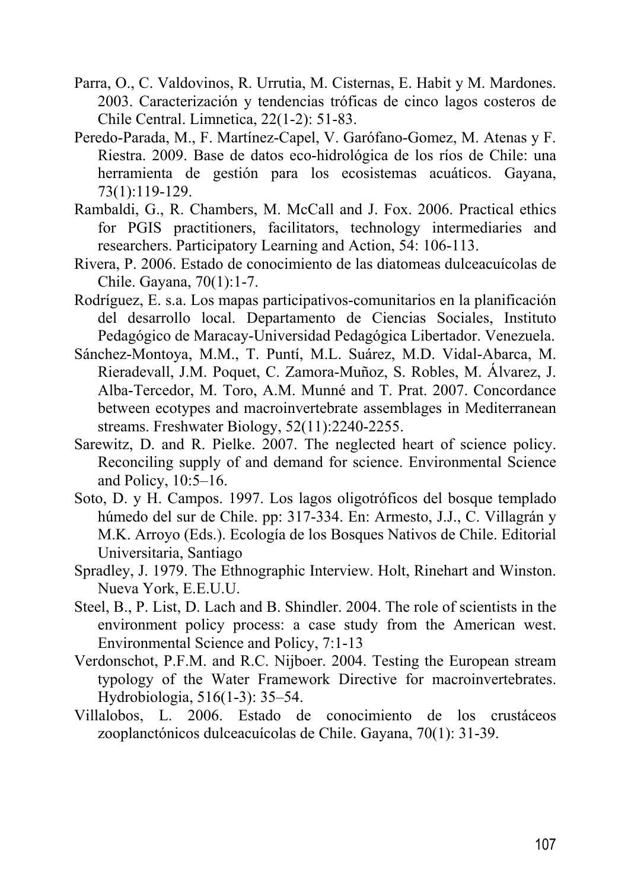Parra, O., C. Valdovinos, R. Urrutia, M. Cisternas, E. Habit y M. Mardones. 2003. Caracterización y tendencias tróficas de cinco lagos costeros de Chile Central. Limnetica, 22(1-2): 51-83.

Peredo-Parada, M., F. Martínez-Capel, V. Garófano-Gomez, M. Atenas y F. Riestra. 2009. Base de datos eco-hidrológica de los ríos de Chile: una herramienta de gestión para los ecosistemas acuáticos. Gayana, 73(1):119-129.

Rambaldi, G., R. Chambers, M. McCall and J. Fox. 2006. Practical ethics for PGIS practitioners, facilitators, technology intermediaries and researchers. Participatory Learning and Action, 54: 106-113.

Rivera, P. 2006. Estado de conocimiento de las diatomeas dulceacuícolas de Chile. Gayana, 70(1):1-7.

Rodríguez, E. s.a. Los mapas participativos-comunitarios en la planificación del desarrollo local. Departamento de Ciencias Sociales, Instituto Pedagógico de Maracay-Universidad Pedagógica Libertador. Venezuela.

Sánchez-Montoya, M.M., T. Puntí, M.L. Suárez, M.D. Vidal-Abarca, M. Rieradevall, J.M. Poquet, C. Zamora-Muñoz, S. Robles, M. Álvarez, J. Alba-Tercedor, M. Toro, A.M. Munné and T. Prat. 2007. Concordance between ecotypes and macroinvertebrate assemblages in Mediterranean streams. Freshwater Biology, 52(11):2240-2255.

Sarewitz, D. and R. Pielke. 2007. The neglected heart of science policy. Reconciling supply of and demand for science. Environmental Science and Policy, 10:5–16.

Soto, D. y H. Campos. 1997. Los lagos oligotróficos del bosque templado húmedo del sur de Chile. pp: 317-334. En: Armesto, J.J., C. Villagrán y M.K. Arroyo (Eds.). Ecología de los Bosques Nativos de Chile. Editorial Universitaria, Santiago

Spradley, J. 1979. The Ethnographic Interview. Holt, Rinehart and Winston. Nueva York, E.E.U.U.

Steel, B., P. List, D. Lach and B. Shindler. 2004. The role of scientists in the environment policy process: a case study from the American west. Environmental Science and Policy, 7:1-13

Verdonschot, P.F.M. and R.C. Nijboer. 2004. Testing the European stream typology of the Water Framework Directive for macroinvertebrates. Hydrobiologia, 516(1-3): 35–54.

Villalobos, L. 2006. Estado de conocimiento de los crustáceos zooplanctónicos dulceacuícolas de Chile. Gayana, 70(1): 31-39.